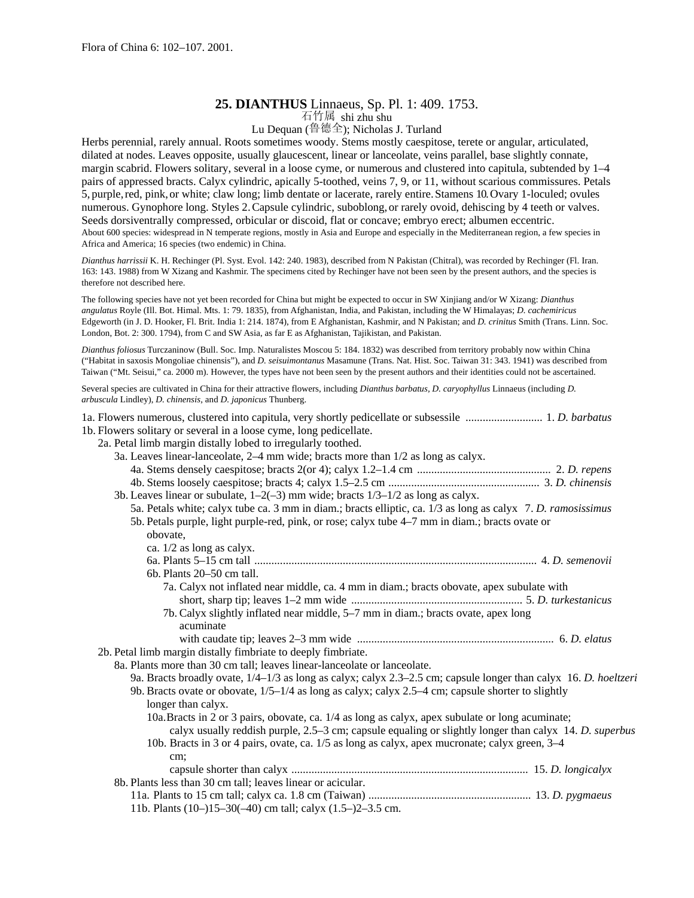Flora of China 6: 102–107. 2001.

# 25. DIANTHUS Linnaeus, Sp. Pl. 1: 409. 1753.

石竹属 shi zhu shu

Lu Dequan (鲁德全); Nicholas J. Turland

Herbs perennial, rarely annual. Roots sometimes woody. Stems mostly caespitose, terete or angular, articulated, dilated at nodes. Leaves opposite, usually glaucescent, linear or lanceolate, veins parallel, base slightly connate, margin scabrid. Flowers solitary, several in a loose cyme, or numerous and clustered into capitula, subtended by 1–4 pairs of appressed bracts. Calyx cylindric, apically 5-toothed, veins 7, 9, or 11, without scarious commissures. Petals 5, purple, red, pink, or white; claw long; limb dentate or lacerate, rarely entire. Stamens 10. Ovary 1-loculed; ovules numerous. Gynophore long. Styles 2. Capsule cylindric, suboblong, or rarely ovoid, dehiscing by 4 teeth or valves. Seeds dorsiventrally compressed, orbicular or discoid, flat or concave; embryo erect; albumen eccentric.

About 600 species: widespread in N temperate regions, mostly in Asia and Europe and especially in the Mediterranean region, a few species in Africa and America; 16 species (two endemic) in China.

*Dianthus harrissii* K. H. Rechinger (Pl. Syst. Evol. 142: 240. 1983), described from N Pakistan (Chitral), was recorded by Rechinger (Fl. Iran. 163: 143. 1988) from W Xizang and Kashmir. The specimens cited by Rechinger have not been seen by the present authors, and the species is therefore not described here.

The following species have not yet been recorded for China but might be expected to occur in SW Xinjiang and/or W Xizang: *Dianthus angulatus* Royle (Ill. Bot. Himal. Mts. 1: 79. 1835), from Afghanistan, India, and Pakistan, including the W Himalayas; *D. cachemiricus* Edgeworth (in J. D. Hooker, Fl. Brit. India 1: 214. 1874), from E Afghanistan, Kashmir, and N Pakistan; and *D. crinitus* Smith (Trans. Linn. Soc. London, Bot. 2: 300. 1794), from C and SW Asia, as far E as Afghanistan, Tajikistan, and Pakistan.

*Dianthus foliosus* Turczaninow (Bull. Soc. Imp. Naturalistes Moscou 5: 184. 1832) was described from territory probably now within China (“Habitat in saxosis Mongoliae chinensis”), and *D. seisuimontanus* Masamune (Trans. Nat. Hist. Soc. Taiwan 31: 343. 1941) was described from Taiwan (“Mt. Seisui,” ca. 2000 m). However, the types have not been seen by the present authors and their identities could not be ascertained.

Several species are cultivated in China for their attractive flowers, including *Dianthus barbatus*, *D. caryophyllus* Linnaeus (including *D. arbuscula* Lindley), *D. chinensis*, and *D. japonicus* Thunberg.

1a. Flowers numerous, clustered into capitula, very shortly pedicellate or subsessile .......................... 1. *D. barbatus*
1b. Flowers solitary or several in a loose cyme, long pedicellate.
  2a. Petal limb margin distally lobed to irregularly toothed.
    3a. Leaves linear-lanceolate, 2–4 mm wide; bracts more than 1/2 as long as calyx.
      4a. Stems densely caespitose; bracts 2(or 4); calyx 1.2–1.4 cm .............................................. 2. *D. repens*
      4b. Stems loosely caespitose; bracts 4; calyx 1.5–2.5 cm .................................................... 3. *D. chinensis*
    3b. Leaves linear or subulate, 1–2(–3) mm wide; bracts 1/3–1/2 as long as calyx.
      5a. Petals white; calyx tube ca. 3 mm in diam.; bracts elliptic, ca. 1/3 as long as calyx 7. *D. ramosissimus*
      5b. Petals purple, light purple-red, pink, or rose; calyx tube 4–7 mm in diam.; bracts ovate or obovate, ca. 1/2 as long as calyx.
        6a. Plants 5–15 cm tall ................................................................................................. 4. *D. semenovii*
        6b. Plants 20–50 cm tall.
          7a. Calyx not inflated near middle, ca. 4 mm in diam.; bracts obovate, apex subulate with short, sharp tip; leaves 1–2 mm wide .......................................................... 5. *D. turkestanicus*
          7b. Calyx slightly inflated near middle, 5–7 mm in diam.; bracts ovate, apex long acuminate with caudate tip; leaves 2–3 mm wide .................................................................... 6. *D. elatus*
  2b. Petal limb margin distally fimbriate to deeply fimbriate.
    8a. Plants more than 30 cm tall; leaves linear-lanceolate or lanceolate.
      9a. Bracts broadly ovate, 1/4–1/3 as long as calyx; calyx 2.3–2.5 cm; capsule longer than calyx 16. *D. hoeltzeri*
      9b. Bracts ovate or obovate, 1/5–1/4 as long as calyx; calyx 2.5–4 cm; capsule shorter to slightly longer than calyx.
        10a. Bracts in 2 or 3 pairs, obovate, ca. 1/4 as long as calyx, apex subulate or long acuminate; calyx usually reddish purple, 2.5–3 cm; capsule equaling or slightly longer than calyx 14. *D. superbus*
        10b. Bracts in 3 or 4 pairs, ovate, ca. 1/5 as long as calyx, apex mucronate; calyx green, 3–4 cm; capsule shorter than calyx .................................................................................. 15. *D. longicalyx*
    8b. Plants less than 30 cm tall; leaves linear or acicular.
      11a. Plants to 15 cm tall; calyx ca. 1.8 cm (Taiwan) ....................................................... 13. *D. pygmaeus*
      11b. Plants (10–)15–30(–40) cm tall; calyx (1.5–)2–3.5 cm.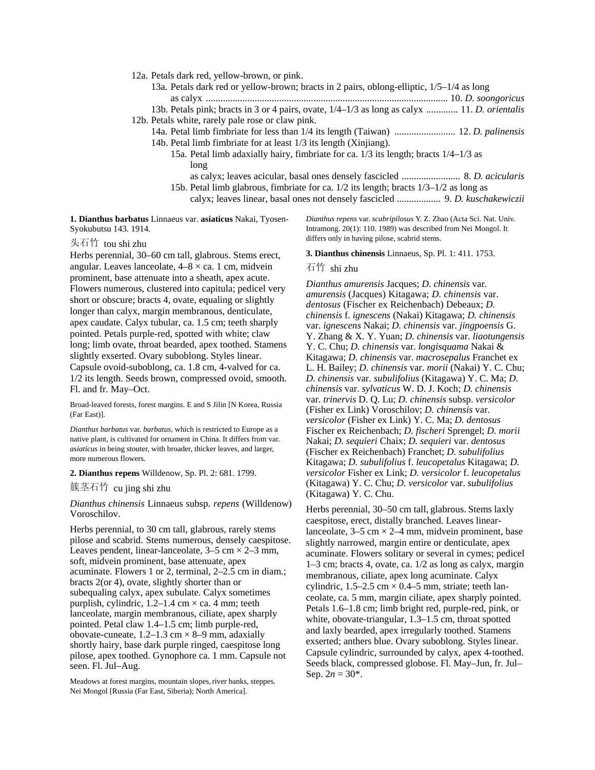12a. Petals dark red, yellow-brown, or pink.
  13a. Petals dark red or yellow-brown; bracts in 2 pairs, oblong-elliptic, 1/5–1/4 as long as calyx .................................................................................................. 10. *D. soongoricus*
  13b. Petals pink; bracts in 3 or 4 pairs, ovate, 1/4–1/3 as long as calyx ............. 11. *D. orientalis*
12b. Petals white, rarely pale rose or claw pink.
  14a. Petal limb fimbriate for less than 1/4 its length (Taiwan) ......................... 12. *D. palinensis*
  14b. Petal limb fimbriate for at least 1/3 its length (Xinjiang).
    15a. Petal limb adaxially hairy, fimbriate for ca. 1/3 its length; bracts 1/4–1/3 as long as calyx; leaves acicular, basal ones densely fascicled ........................ 8. *D. acicularis*
    15b. Petal limb glabrous, fimbriate for ca. 1/2 its length; bracts 1/3–1/2 as long as calyx; leaves linear, basal ones not densely fascicled .................. 9. *D. kuschakewiczii*

**1. Dianthus barbatus** Linnaeus var. **asiaticus** Nakai, Tyosen-Syokubutsu 143. 1914.

头石竹 tou shi zhu

Herbs perennial, 30–60 cm tall, glabrous. Stems erect, angular. Leaves lanceolate, 4–8 × ca. 1 cm, midvein prominent, base attenuate into a sheath, apex acute. Flowers numerous, clustered into capitula; pedicel very short or obscure; bracts 4, ovate, equaling or slightly longer than calyx, margin membranous, denticulate, apex caudate. Calyx tubular, ca. 1.5 cm; teeth sharply pointed. Petals purple-red, spotted with white; claw long; limb ovate, throat bearded, apex toothed. Stamens slightly exserted. Ovary suboblong. Styles linear. Capsule ovoid-suboblong, ca. 1.8 cm, 4-valved for ca. 1/2 its length. Seeds brown, compressed ovoid, smooth. Fl. and fr. May–Oct.

Broad-leaved forests, forest margins. E and S Jilin [N Korea, Russia (Far East)].

*Dianthus barbatus* var. *barbatus*, which is restricted to Europe as a native plant, is cultivated for ornament in China. It differs from var. *asiaticus* in being stouter, with broader, thicker leaves, and larger, more numerous flowers.

**2. Dianthus repens** Willdenow, Sp. Pl. 2: 681. 1799.

簇茎石竹 cu jing shi zhu

*Dianthus chinensis* Linnaeus subsp. *repens* (Willdenow) Voroschilov.

Herbs perennial, to 30 cm tall, glabrous, rarely stems pilose and scabrid. Stems numerous, densely caespitose. Leaves pendent, linear-lanceolate, 3–5 cm × 2–3 mm, soft, midvein prominent, base attenuate, apex acuminate. Flowers 1 or 2, terminal, 2–2.5 cm in diam.; bracts 2(or 4), ovate, slightly shorter than or subequaling calyx. Calyx sometimes purplish, cylindric, 1.2–1.4 cm × ca. 4 mm; teeth lanceolate, margin membranous, ciliate, apex sharply pointed. Petal claw 1.4–1.5 cm; limb purple-red, obovate-cuneate, 1.2–1.3 cm × 8–9 mm, adaxially shortly hairy, base dark purple ringed, caespitose long pilose, apex toothed. Gynophore ca. 1 mm. Capsule not seen. Fl. Jul–Aug.

Meadows at forest margins, mountain slopes, river banks, steppes. Nei Mongol [Russia (Far East, Siberia); North America].

*Dianthus repens* var. *scabripilosus* Y. Z. Zhao (Acta Sci. Nat. Univ. Intramong. 20(1): 110. 1989) was described from Nei Mongol. It differs only in having pilose, scabrid stems.

**3. Dianthus chinensis** Linnaeus, Sp. Pl. 1: 411. 1753.

石竹 shi zhu

*Dianthus amurensis* Jacques; *D. chinensis* var. *amurensis* (Jacques) Kitagawa; *D. chinensis* var. *dentosus* (Fischer ex Reichenbach) Debeaux; *D. chinensis* f. *ignescens* (Nakai) Kitagawa; *D. chinensis* var. *ignescens* Nakai; *D. chinensis* var. *jingpoensis* G. Y. Zhang & X. Y. Yuan; *D. chinensis* var. *liaotungensis* Y. C. Chu; *D. chinensis* var. *longisquama* Nakai & Kitagawa; *D. chinensis* var. *macrosepalus* Franchet ex L. H. Bailey; *D. chinensis* var. *morii* (Nakai) Y. C. Chu; *D. chinensis* var. *subulifolius* (Kitagawa) Y. C. Ma; *D. chinensis* var. *sylvaticus* W. D. J. Koch; *D. chinensis* var. *trinervis* D. Q. Lu; *D. chinensis* subsp. *versicolor* (Fisher ex Link) Voroschilov; *D. chinensis* var. *versicolor* (Fisher ex Link) Y. C. Ma; *D. dentosus* Fischer ex Reichenbach; *D. fischeri* Sprengel; *D. morii* Nakai; *D. sequieri* Chaix; *D. sequieri* var. *dentosus* (Fischer ex Reichenbach) Franchet; *D. subulifolius* Kitagawa; *D. subulifolius* f. *leucopetalus* Kitagawa; *D. versicolor* Fisher ex Link; *D. versicolor* f. *leucopetalus* (Kitagawa) Y. C. Chu; *D. versicolor* var. *subulifolius* (Kitagawa) Y. C. Chu.

Herbs perennial, 30–50 cm tall, glabrous. Stems laxly caespitose, erect, distally branched. Leaves linear-lanceolate, 3–5 cm × 2–4 mm, midvein prominent, base slightly narrowed, margin entire or denticulate, apex acuminate. Flowers solitary or several in cymes; pedicel 1–3 cm; bracts 4, ovate, ca. 1/2 as long as calyx, margin membranous, ciliate, apex long acuminate. Calyx cylindric, 1.5–2.5 cm × 0.4–5 mm, striate; teeth lanceolate, ca. 5 mm, margin ciliate, apex sharply pointed. Petals 1.6–1.8 cm; limb bright red, purple-red, pink, or white, obovate-triangular, 1.3–1.5 cm, throat spotted and laxly bearded, apex irregularly toothed. Stamens exserted; anthers blue. Ovary suboblong. Styles linear. Capsule cylindric, surrounded by calyx, apex 4-toothed. Seeds black, compressed globose. Fl. May–Jun, fr. Jul–Sep. $2n = 30$*.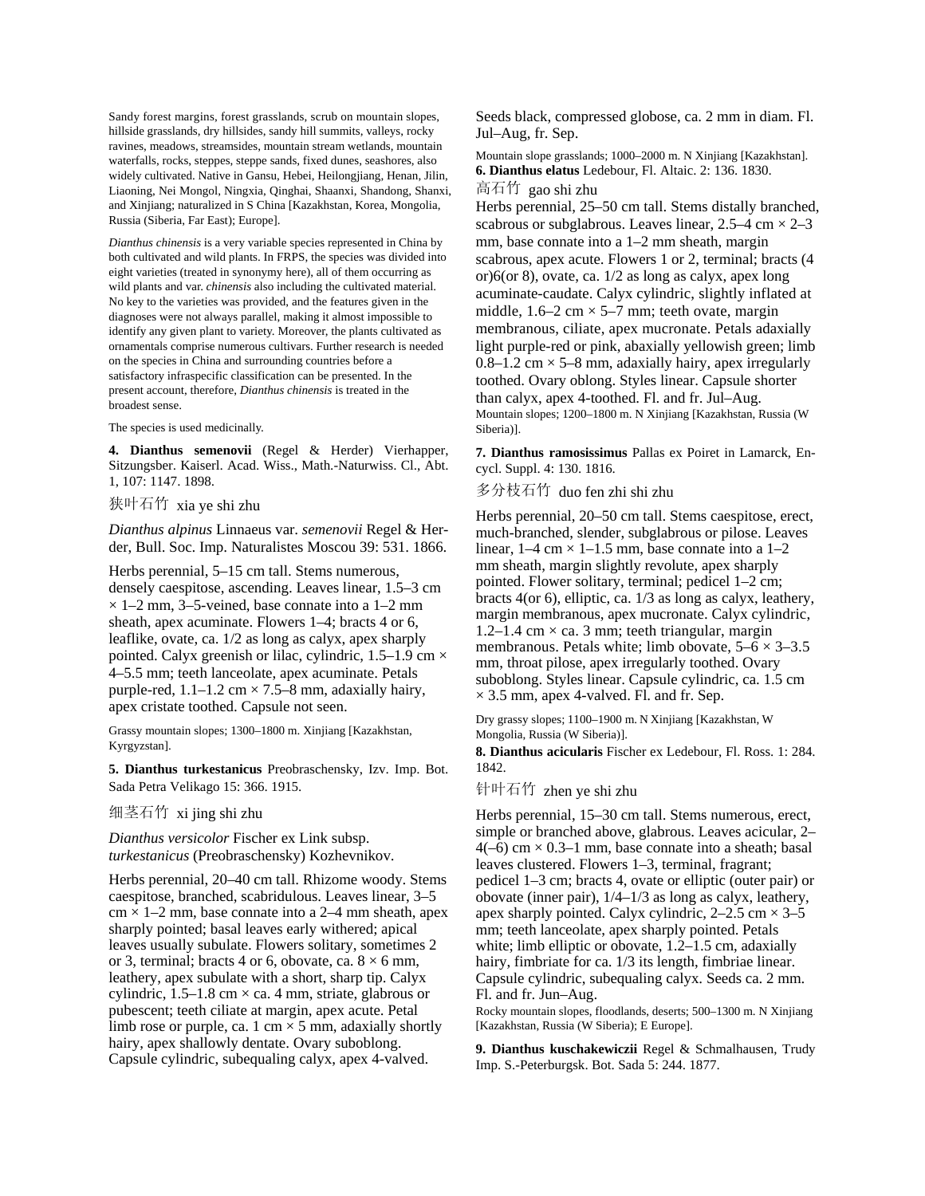Sandy forest margins, forest grasslands, scrub on mountain slopes, hillside grasslands, dry hillsides, sandy hill summits, valleys, rocky ravines, meadows, streamsides, mountain stream wetlands, mountain waterfalls, rocks, steppes, steppe sands, fixed dunes, seashores, also widely cultivated. Native in Gansu, Hebei, Heilongjiang, Henan, Jilin, Liaoning, Nei Mongol, Ningxia, Qinghai, Shaanxi, Shandong, Shanxi, and Xinjiang; naturalized in S China [Kazakhstan, Korea, Mongolia, Russia (Siberia, Far East); Europe].

*Dianthus chinensis* is a very variable species represented in China by both cultivated and wild plants. In FRPS, the species was divided into eight varieties (treated in synonymy here), all of them occurring as wild plants and var. *chinensis* also including the cultivated material. No key to the varieties was provided, and the features given in the diagnoses were not always parallel, making it almost impossible to identify any given plant to variety. Moreover, the plants cultivated as ornamentals comprise numerous cultivars. Further research is needed on the species in China and surrounding countries before a satisfactory infraspecific classification can be presented. In the present account, therefore, *Dianthus chinensis* is treated in the broadest sense.

The species is used medicinally.

**4. Dianthus semenovii** (Regel & Herder) Vierhapper, Sitzungsber. Kaiserl. Akad. Wiss., Math.-Naturwiss. Cl., Abt. 1, 107: 1147. 1898.

狭叶石竹 xia ye shi zhu

*Dianthus alpinus* Linnaeus var. *semenovii* Regel & Herder, Bull. Soc. Imp. Naturalistes Moscou 39: 531. 1866.

Herbs perennial, 5–15 cm tall. Stems numerous, densely caespitose, ascending. Leaves linear, 1.5–3 cm × 1–2 mm, 3–5-veined, base connate into a 1–2 mm sheath, apex acuminate. Flowers 1–4; bracts 4 or 6, leaflike, ovate, ca. 1/2 as long as calyx, apex sharply pointed. Calyx greenish or lilac, cylindric, 1.5–1.9 cm × 4–5.5 mm; teeth lanceolate, apex acuminate. Petals purple-red, 1.1–1.2 cm × 7.5–8 mm, adaxially hairy, apex cristate toothed. Capsule not seen.

Grassy mountain slopes; 1300–1800 m. Xinjiang [Kazakhstan, Kyrgyzstan].

**5. Dianthus turkestanicus** Preobraschensky, Izv. Imp. Bot. Sada Petra Velikago 15: 366. 1915.

细茎石竹 xi jing shi zhu

*Dianthus versicolor* Fischer ex Link subsp. *turkestanicus* (Preobraschensky) Kozhevnikov.

Herbs perennial, 20–40 cm tall. Rhizome woody. Stems caespitose, branched, scabridulous. Leaves linear, 3–5 cm × 1–2 mm, base connate into a 2–4 mm sheath, apex sharply pointed; basal leaves early withered; apical leaves usually subulate. Flowers solitary, sometimes 2 or 3, terminal; bracts 4 or 6, obovate, ca. 8 × 6 mm, leathery, apex subulate with a short, sharp tip. Calyx cylindric, 1.5–1.8 cm × ca. 4 mm, striate, glabrous or pubescent; teeth ciliate at margin, apex acute. Petal limb rose or purple, ca. 1 cm × 5 mm, adaxially shortly hairy, apex shallowly dentate. Ovary suboblong. Capsule cylindric, subequaling calyx, apex 4-valved. Seeds black, compressed globose, ca. 2 mm in diam. Fl. Jul–Aug, fr. Sep.

Mountain slope grasslands; 1000–2000 m. N Xinjiang [Kazakhstan].

**6. Dianthus elatus** Ledebour, Fl. Altaic. 2: 136. 1830.

高石竹 gao shi zhu

Herbs perennial, 25–50 cm tall. Stems distally branched, scabrous or subglabrous. Leaves linear, 2.5–4 cm × 2–3 mm, base connate into a 1–2 mm sheath, margin scabrous, apex acute. Flowers 1 or 2, terminal; bracts (4 or)6(or 8), ovate, ca. 1/2 as long as calyx, apex long acuminate-caudate. Calyx cylindric, slightly inflated at middle, 1.6–2 cm × 5–7 mm; teeth ovate, margin membranous, ciliate, apex mucronate. Petals adaxially light purple-red or pink, abaxially yellowish green; limb 0.8–1.2 cm × 5–8 mm, adaxially hairy, apex irregularly toothed. Ovary oblong. Styles linear. Capsule shorter than calyx, apex 4-toothed. Fl. and fr. Jul–Aug.

Mountain slopes; 1200–1800 m. N Xinjiang [Kazakhstan, Russia (W Siberia)].

**7. Dianthus ramosissimus** Pallas ex Poiret in Lamarck, Encycl. Suppl. 4: 130. 1816.

多分枝石竹 duo fen zhi shi zhu

Herbs perennial, 20–50 cm tall. Stems caespitose, erect, much-branched, slender, subglabrous or pilose. Leaves linear, 1–4 cm × 1–1.5 mm, base connate into a 1–2 mm sheath, margin slightly revolute, apex sharply pointed. Flower solitary, terminal; pedicel 1–2 cm; bracts 4(or 6), elliptic, ca. 1/3 as long as calyx, leathery, margin membranous, apex mucronate. Calyx cylindric, 1.2–1.4 cm × ca. 3 mm; teeth triangular, margin membranous. Petals white; limb obovate, 5–6 × 3–3.5 mm, throat pilose, apex irregularly toothed. Ovary suboblong. Styles linear. Capsule cylindric, ca. 1.5 cm × 3.5 mm, apex 4-valved. Fl. and fr. Sep.

Dry grassy slopes; 1100–1900 m. N Xinjiang [Kazakhstan, W Mongolia, Russia (W Siberia)].

**8. Dianthus acicularis** Fischer ex Ledebour, Fl. Ross. 1: 284. 1842.

针叶石竹 zhen ye shi zhu

Herbs perennial, 15–30 cm tall. Stems numerous, erect, simple or branched above, glabrous. Leaves acicular, 2–4(–6) cm × 0.3–1 mm, base connate into a sheath; basal leaves clustered. Flowers 1–3, terminal, fragrant; pedicel 1–3 cm; bracts 4, ovate or elliptic (outer pair) or obovate (inner pair), 1/4–1/3 as long as calyx, leathery, apex sharply pointed. Calyx cylindric, 2–2.5 cm × 3–5 mm; teeth lanceolate, apex sharply pointed. Petals white; limb elliptic or obovate, 1.2–1.5 cm, adaxially hairy, fimbriate for ca. 1/3 its length, fimbriae linear. Capsule cylindric, subequaling calyx. Seeds ca. 2 mm. Fl. and fr. Jun–Aug.

Rocky mountain slopes, floodlands, deserts; 500–1300 m. N Xinjiang [Kazakhstan, Russia (W Siberia); E Europe].

**9. Dianthus kuschakewiczii** Regel & Schmalhausen, Trudy Imp. S.-Peterburgsk. Bot. Sada 5: 244. 1877.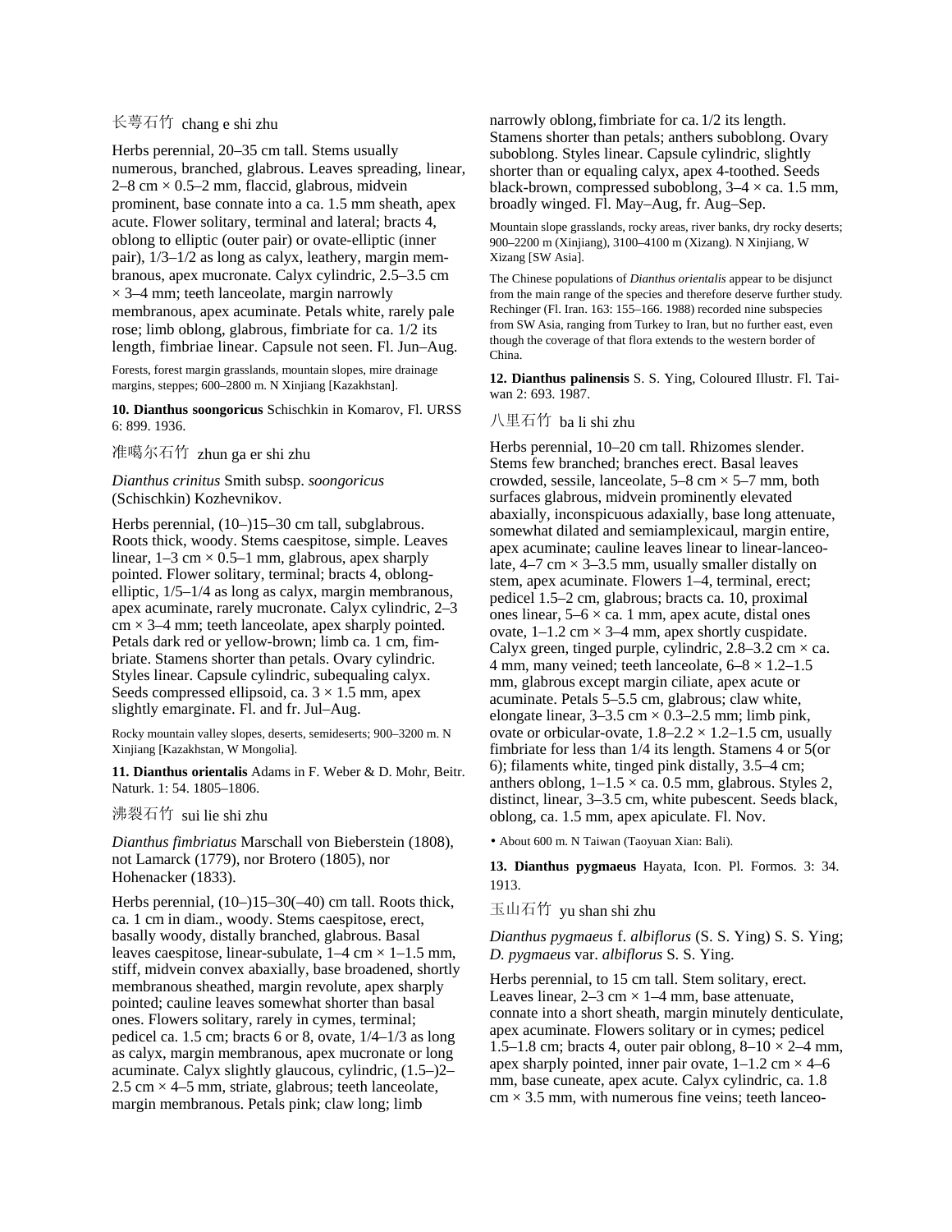长萼石竹 chang e shi zhu

Herbs perennial, 20–35 cm tall. Stems usually numerous, branched, glabrous. Leaves spreading, linear, 2–8 cm × 0.5–2 mm, flaccid, glabrous, midvein prominent, base connate into a ca. 1.5 mm sheath, apex acute. Flower solitary, terminal and lateral; bracts 4, oblong to elliptic (outer pair) or ovate-elliptic (inner pair), 1/3–1/2 as long as calyx, leathery, margin membranous, apex mucronate. Calyx cylindric, 2.5–3.5 cm × 3–4 mm; teeth lanceolate, margin narrowly membranous, apex acuminate. Petals white, rarely pale rose; limb oblong, glabrous, fimbriate for ca. 1/2 its length, fimbriae linear. Capsule not seen. Fl. Jun–Aug.

Forests, forest margin grasslands, mountain slopes, mire drainage margins, steppes; 600–2800 m. N Xinjiang [Kazakhstan].

**10. Dianthus soongoricus** Schischkin in Komarov, Fl. URSS 6: 899. 1936.

准噶尔石竹 zhun ga er shi zhu

*Dianthus crinitus* Smith subsp. *soongoricus* (Schischkin) Kozhevnikov.

Herbs perennial, (10–)15–30 cm tall, subglabrous. Roots thick, woody. Stems caespitose, simple. Leaves linear, 1–3 cm × 0.5–1 mm, glabrous, apex sharply pointed. Flower solitary, terminal; bracts 4, oblong-elliptic, 1/5–1/4 as long as calyx, margin membranous, apex acuminate, rarely mucronate. Calyx cylindric, 2–3 cm × 3–4 mm; teeth lanceolate, apex sharply pointed. Petals dark red or yellow-brown; limb ca. 1 cm, fimbriate. Stamens shorter than petals. Ovary cylindric. Styles linear. Capsule cylindric, subequaling calyx. Seeds compressed ellipsoid, ca. 3 × 1.5 mm, apex slightly emarginate. Fl. and fr. Jul–Aug.

Rocky mountain valley slopes, deserts, semideserts; 900–3200 m. N Xinjiang [Kazakhstan, W Mongolia].

**11. Dianthus orientalis** Adams in F. Weber & D. Mohr, Beitr. Naturk. 1: 54. 1805–1806.

沸裂石竹 sui lie shi zhu

*Dianthus fimbriatus* Marschall von Bieberstein (1808), not Lamarck (1779), nor Brotero (1805), nor Hohenacker (1833).

Herbs perennial, (10–)15–30(–40) cm tall. Roots thick, ca. 1 cm in diam., woody. Stems caespitose, erect, basally woody, distally branched, glabrous. Basal leaves caespitose, linear-subulate, 1–4 cm × 1–1.5 mm, stiff, midvein convex abaxially, base broadened, shortly membranous sheathed, margin revolute, apex sharply pointed; cauline leaves somewhat shorter than basal ones. Flowers solitary, rarely in cymes, terminal; pedicel ca. 1.5 cm; bracts 6 or 8, ovate, 1/4–1/3 as long as calyx, margin membranous, apex mucronate or long acuminate. Calyx slightly glaucous, cylindric, (1.5–)2–2.5 cm × 4–5 mm, striate, glabrous; teeth lanceolate, margin membranous. Petals pink; claw long; limb narrowly oblong, fimbriate for ca. 1/2 its length. Stamens shorter than petals; anthers suboblong. Ovary suboblong. Styles linear. Capsule cylindric, slightly shorter than or equaling calyx, apex 4-toothed. Seeds black-brown, compressed suboblong, 3–4 × ca. 1.5 mm, broadly winged. Fl. May–Aug, fr. Aug–Sep.

Mountain slope grasslands, rocky areas, river banks, dry rocky deserts; 900–2200 m (Xinjiang), 3100–4100 m (Xizang). N Xinjiang, W Xizang [SW Asia].

The Chinese populations of *Dianthus orientalis* appear to be disjunct from the main range of the species and therefore deserve further study. Rechinger (Fl. Iran. 163: 155–166. 1988) recorded nine subspecies from SW Asia, ranging from Turkey to Iran, but no further east, even though the coverage of that flora extends to the western border of China.

**12. Dianthus palinensis** S. S. Ying, Coloured Illustr. Fl. Taiwan 2: 693. 1987.

八里石竹 ba li shi zhu

Herbs perennial, 10–20 cm tall. Rhizomes slender. Stems few branched; branches erect. Basal leaves crowded, sessile, lanceolate, 5–8 cm × 5–7 mm, both surfaces glabrous, midvein prominently elevated abaxially, inconspicuous adaxially, base long attenuate, somewhat dilated and semiamplexicaul, margin entire, apex acuminate; cauline leaves linear to linear-lanceolate, 4–7 cm × 3–3.5 mm, usually smaller distally on stem, apex acuminate. Flowers 1–4, terminal, erect; pedicel 1.5–2 cm, glabrous; bracts ca. 10, proximal ones linear, 5–6 × ca. 1 mm, apex acute, distal ones ovate, 1–1.2 cm × 3–4 mm, apex shortly cuspidate. Calyx green, tinged purple, cylindric, 2.8–3.2 cm × ca. 4 mm, many veined; teeth lanceolate, 6–8 × 1.2–1.5 mm, glabrous except margin ciliate, apex acute or acuminate. Petals 5–5.5 cm, glabrous; claw white, elongate linear, 3–3.5 cm × 0.3–2.5 mm; limb pink, ovate or orbicular-ovate, 1.8–2.2 × 1.2–1.5 cm, usually fimbriate for less than 1/4 its length. Stamens 4 or 5(or 6); filaments white, tinged pink distally, 3.5–4 cm; anthers oblong, 1–1.5 × ca. 0.5 mm, glabrous. Styles 2, distinct, linear, 3–3.5 cm, white pubescent. Seeds black, oblong, ca. 1.5 mm, apex apiculate. Fl. Nov.

• About 600 m. N Taiwan (Taoyuan Xian: Bali).

**13. Dianthus pygmaeus** Hayata, Icon. Pl. Formos. 3: 34. 1913.

玉山石竹 yu shan shi zhu

*Dianthus pygmaeus* f. *albiflorus* (S. S. Ying) S. S. Ying; *D. pygmaeus* var. *albiflorus* S. S. Ying.

Herbs perennial, to 15 cm tall. Stem solitary, erect. Leaves linear, 2–3 cm × 1–4 mm, base attenuate, connate into a short sheath, margin minutely denticulate, apex acuminate. Flowers solitary or in cymes; pedicel 1.5–1.8 cm; bracts 4, outer pair oblong, 8–10 × 2–4 mm, apex sharply pointed, inner pair ovate, 1–1.2 cm × 4–6 mm, base cuneate, apex acute. Calyx cylindric, ca. 1.8 cm × 3.5 mm, with numerous fine veins; teeth lanceo-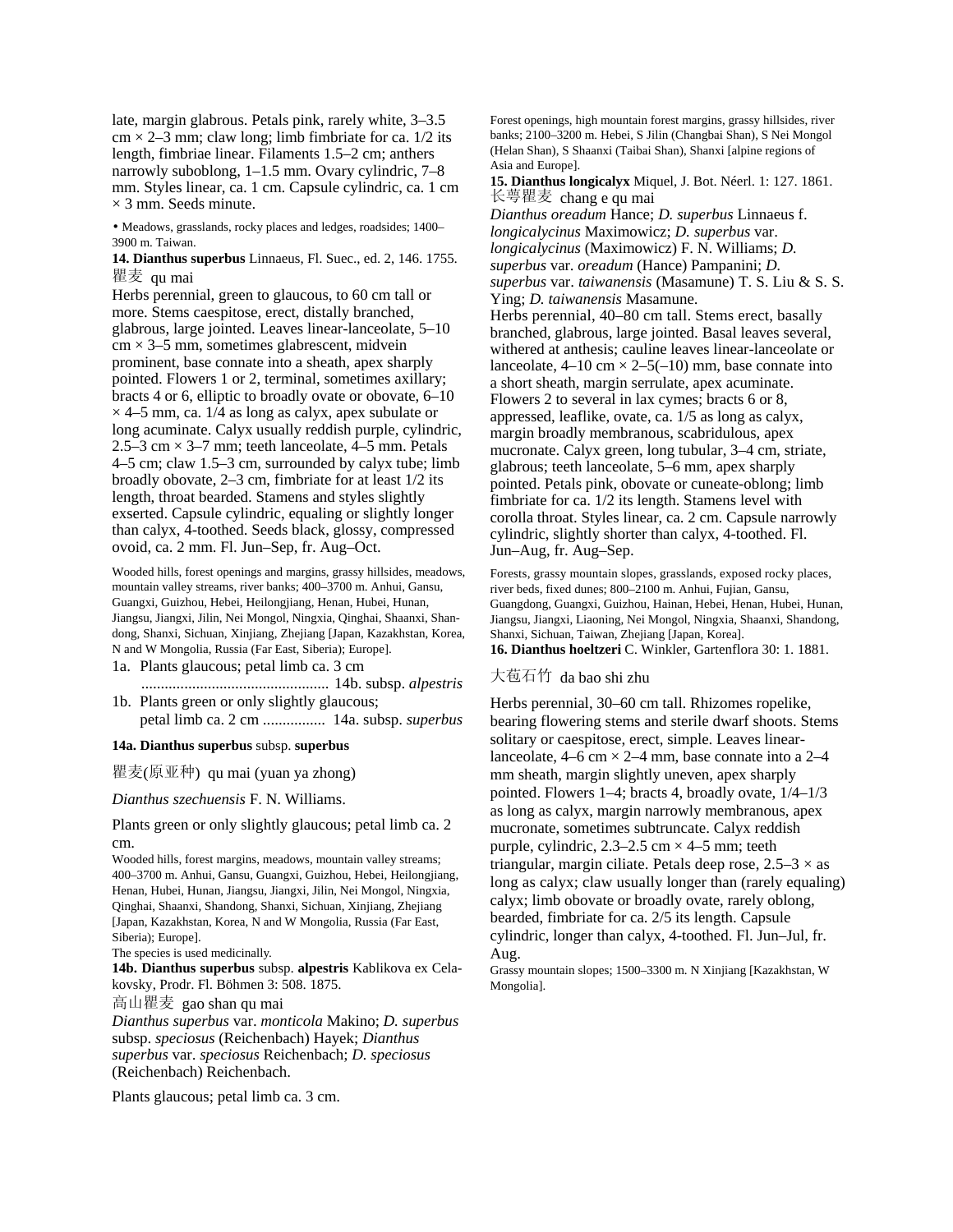late, margin glabrous. Petals pink, rarely white, 3–3.5 cm × 2–3 mm; claw long; limb fimbriate for ca. 1/2 its length, fimbriae linear. Filaments 1.5–2 cm; anthers narrowly suboblong, 1–1.5 mm. Ovary cylindric, 7–8 mm. Styles linear, ca. 1 cm. Capsule cylindric, ca. 1 cm × 3 mm. Seeds minute.

• Meadows, grasslands, rocky places and ledges, roadsides; 1400–3900 m. Taiwan.

**14. Dianthus superbus** Linnaeus, Fl. Suec., ed. 2, 146. 1755.

瞿麦 qu mai

Herbs perennial, green to glaucous, to 60 cm tall or more. Stems caespitose, erect, distally branched, glabrous, large jointed. Leaves linear-lanceolate, 5–10 cm × 3–5 mm, sometimes glabrescent, midvein prominent, base connate into a sheath, apex sharply pointed. Flowers 1 or 2, terminal, sometimes axillary; bracts 4 or 6, elliptic to broadly ovate or obovate, 6–10 × 4–5 mm, ca. 1/4 as long as calyx, apex subulate or long acuminate. Calyx usually reddish purple, cylindric, 2.5–3 cm × 3–7 mm; teeth lanceolate, 4–5 mm. Petals 4–5 cm; claw 1.5–3 cm, surrounded by calyx tube; limb broadly obovate, 2–3 cm, fimbriate for at least 1/2 its length, throat bearded. Stamens and styles slightly exserted. Capsule cylindric, equaling or slightly longer than calyx, 4-toothed. Seeds black, glossy, compressed ovoid, ca. 2 mm. Fl. Jun–Sep, fr. Aug–Oct.

Wooded hills, forest openings and margins, grassy hillsides, meadows, mountain valley streams, river banks; 400–3700 m. Anhui, Gansu, Guangxi, Guizhou, Hebei, Heilongjiang, Henan, Hubei, Hunan, Jiangsu, Jiangxi, Jilin, Nei Mongol, Ningxia, Qinghai, Shaanxi, Shandong, Shanxi, Sichuan, Xinjiang, Zhejiang [Japan, Kazakhstan, Korea, N and W Mongolia, Russia (Far East, Siberia); Europe].

1a. Plants glaucous; petal limb ca. 3 cm ................................................ 14b. subsp. *alpestris*
1b. Plants green or only slightly glaucous; petal limb ca. 2 cm ................ 14a. subsp. *superbus*

**14a. Dianthus superbus** subsp. **superbus**

瞿麦(原亚种) qu mai (yuan ya zhong)

*Dianthus szechuensis* F. N. Williams.

Plants green or only slightly glaucous; petal limb ca. 2 cm.

Wooded hills, forest margins, meadows, mountain valley streams; 400–3700 m. Anhui, Gansu, Guangxi, Guizhou, Hebei, Heilongjiang, Henan, Hubei, Hunan, Jiangsu, Jiangxi, Jilin, Nei Mongol, Ningxia, Qinghai, Shaanxi, Shandong, Shanxi, Sichuan, Xinjiang, Zhejiang [Japan, Kazakhstan, Korea, N and W Mongolia, Russia (Far East, Siberia); Europe].

The species is used medicinally.

**14b. Dianthus superbus** subsp. **alpestris** Kablikova ex Celakovsky, Prodr. Fl. Böhmen 3: 508. 1875.

高山瞿麦 gao shan qu mai

*Dianthus superbus* var. *monticola* Makino; *D. superbus* subsp. *speciosus* (Reichenbach) Hayek; *Dianthus superbus* var. *speciosus* Reichenbach; *D. speciosus* (Reichenbach) Reichenbach.

Plants glaucous; petal limb ca. 3 cm.

Forest openings, high mountain forest margins, grassy hillsides, river banks; 2100–3200 m. Hebei, S Jilin (Changbai Shan), S Nei Mongol (Helan Shan), S Shaanxi (Taibai Shan), Shanxi [alpine regions of Asia and Europe].

**15. Dianthus longicalyx** Miquel, J. Bot. Néerl. 1: 127. 1861.

长萼瞿麦 chang e qu mai

*Dianthus oreadum* Hance; *D. superbus* Linnaeus f. *longicalycinus* Maximowicz; *D. superbus* var. *longicalycinus* (Maximowicz) F. N. Williams; *D. superbus* var. *oreadum* (Hance) Pampanini; *D. superbus* var. *taiwanensis* (Masamune) T. S. Liu & S. S. Ying; *D. taiwanensis* Masamune.

Herbs perennial, 40–80 cm tall. Stems erect, basally branched, glabrous, large jointed. Basal leaves several, withered at anthesis; cauline leaves linear-lanceolate or lanceolate, 4–10 cm × 2–5(–10) mm, base connate into a short sheath, margin serrulate, apex acuminate. Flowers 2 to several in lax cymes; bracts 6 or 8, appressed, leaflike, ovate, ca. 1/5 as long as calyx, margin broadly membranous, scabridulous, apex mucronate. Calyx green, long tubular, 3–4 cm, striate, glabrous; teeth lanceolate, 5–6 mm, apex sharply pointed. Petals pink, obovate or cuneate-oblong; limb fimbriate for ca. 1/2 its length. Stamens level with corolla throat. Styles linear, ca. 2 cm. Capsule narrowly cylindric, slightly shorter than calyx, 4-toothed. Fl. Jun–Aug, fr. Aug–Sep.

Forests, grassy mountain slopes, grasslands, exposed rocky places, river beds, fixed dunes; 800–2100 m. Anhui, Fujian, Gansu, Guangdong, Guangxi, Guizhou, Hainan, Hebei, Henan, Hubei, Hunan, Jiangsu, Jiangxi, Liaoning, Nei Mongol, Ningxia, Shaanxi, Shandong, Shanxi, Sichuan, Taiwan, Zhejiang [Japan, Korea].

**16. Dianthus hoeltzeri** C. Winkler, Gartenflora 30: 1. 1881.

大苞石竹 da bao shi zhu

Herbs perennial, 30–60 cm tall. Rhizomes ropelike, bearing flowering stems and sterile dwarf shoots. Stems solitary or caespitose, erect, simple. Leaves linear-lanceolate, 4–6 cm × 2–4 mm, base connate into a 2–4 mm sheath, margin slightly uneven, apex sharply pointed. Flowers 1–4; bracts 4, broadly ovate, 1/4–1/3 as long as calyx, margin narrowly membranous, apex mucronate, sometimes subtruncate. Calyx reddish purple, cylindric, 2.3–2.5 cm × 4–5 mm; teeth triangular, margin ciliate. Petals deep rose, 2.5–3 × as long as calyx; claw usually longer than (rarely equaling) calyx; limb obovate or broadly ovate, rarely oblong, bearded, fimbriate for ca. 2/5 its length. Capsule cylindric, longer than calyx, 4-toothed. Fl. Jun–Jul, fr. Aug.

Grassy mountain slopes; 1500–3300 m. N Xinjiang [Kazakhstan, W Mongolia].